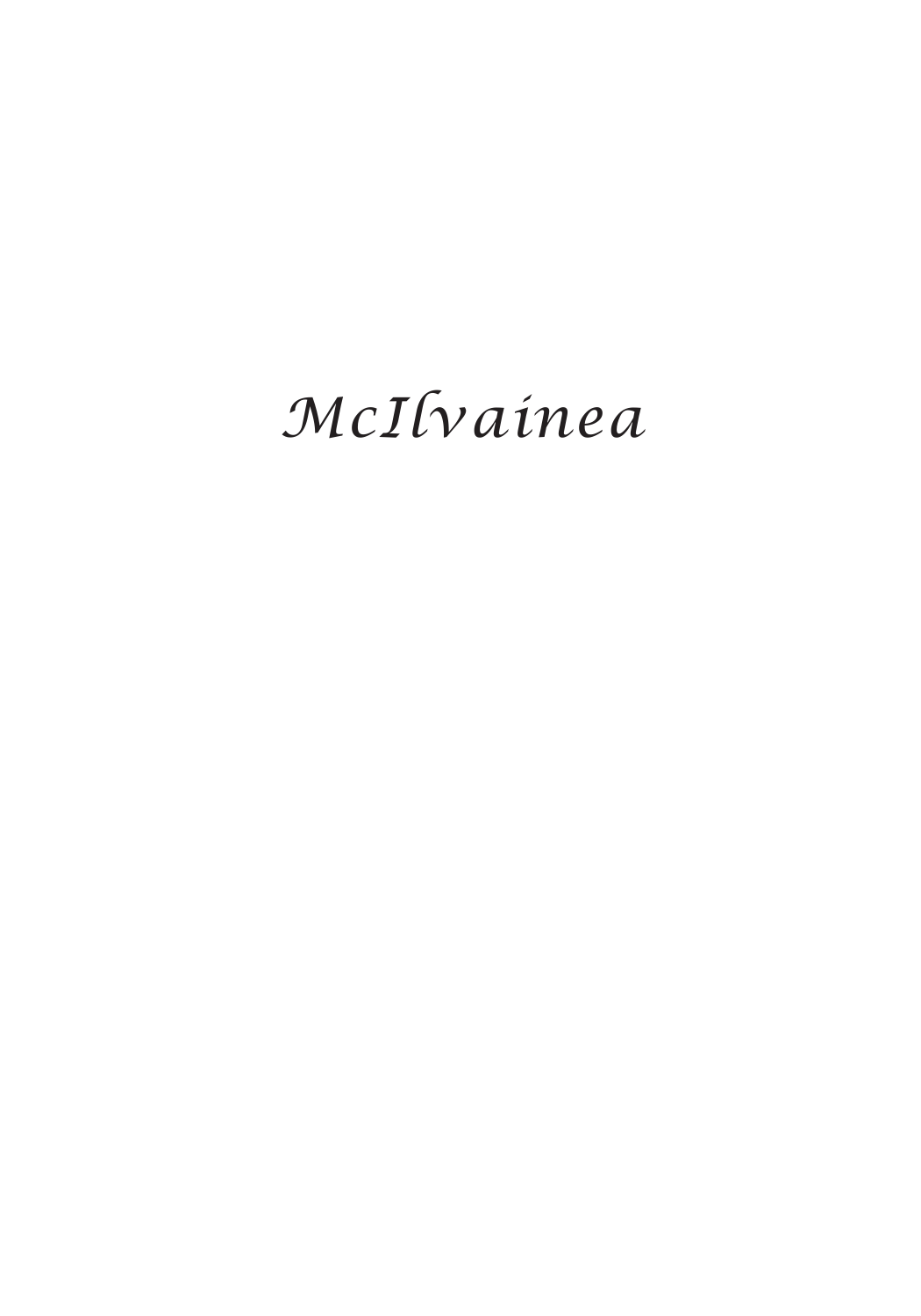# *McIlvainea*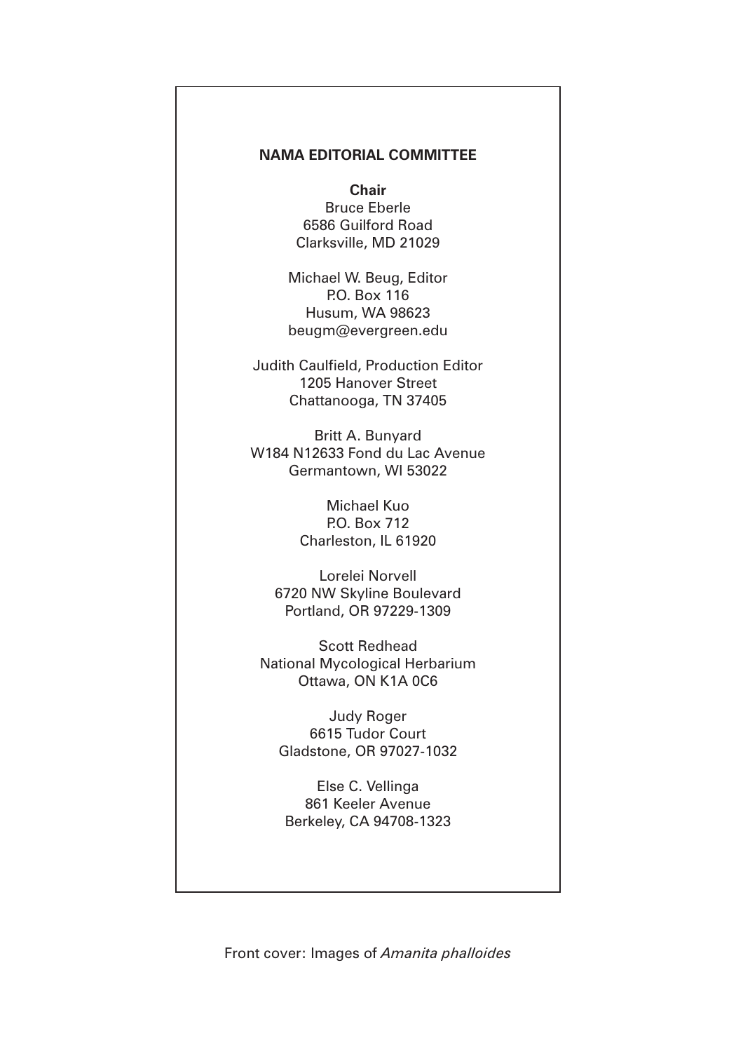## NAMA EDITORIAL COMMITTEE

**Chair**
Bruce Eberle
6586 Guilford Road
Clarksville, MD 21029

Michael W. Beug, Editor
P.O. Box 116
Husum, WA 98623
beugm@evergreen.edu

Judith Caulfield, Production Editor
1205 Hanover Street
Chattanooga, TN 37405

Britt A. Bunyard
W184 N12633 Fond du Lac Avenue
Germantown, WI 53022

Michael Kuo
P.O. Box 712
Charleston, IL 61920

Lorelei Norvell
6720 NW Skyline Boulevard
Portland, OR 97229-1309

Scott Redhead
National Mycological Herbarium
Ottawa, ON K1A 0C6

Judy Roger
6615 Tudor Court
Gladstone, OR 97027-1032

Else C. Vellinga
861 Keeler Avenue
Berkeley, CA 94708-1323

Front cover: Images of *Amanita phalloides*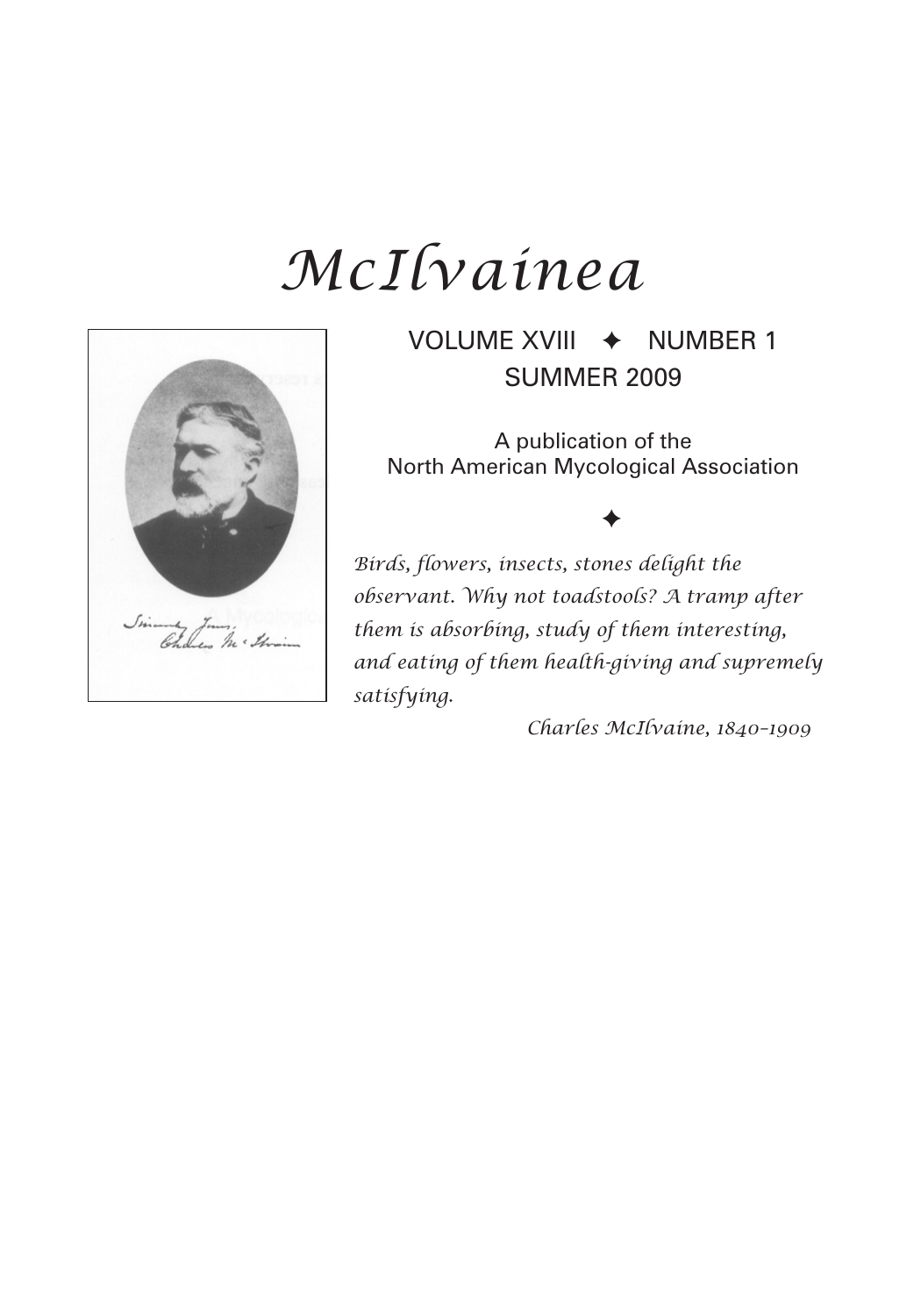# *McIlvainea*

VOLUME XVIII ✦ NUMBER 1

SUMMER 2009

A publication of the
North American Mycological Association

✦

*Birds, flowers, insects, stones delight the observant. Why not toadstools? A tramp after them is absorbing, study of them interesting, and eating of them health-giving and supremely satisfying.*

*Charles McIlvaine, 1840–1909*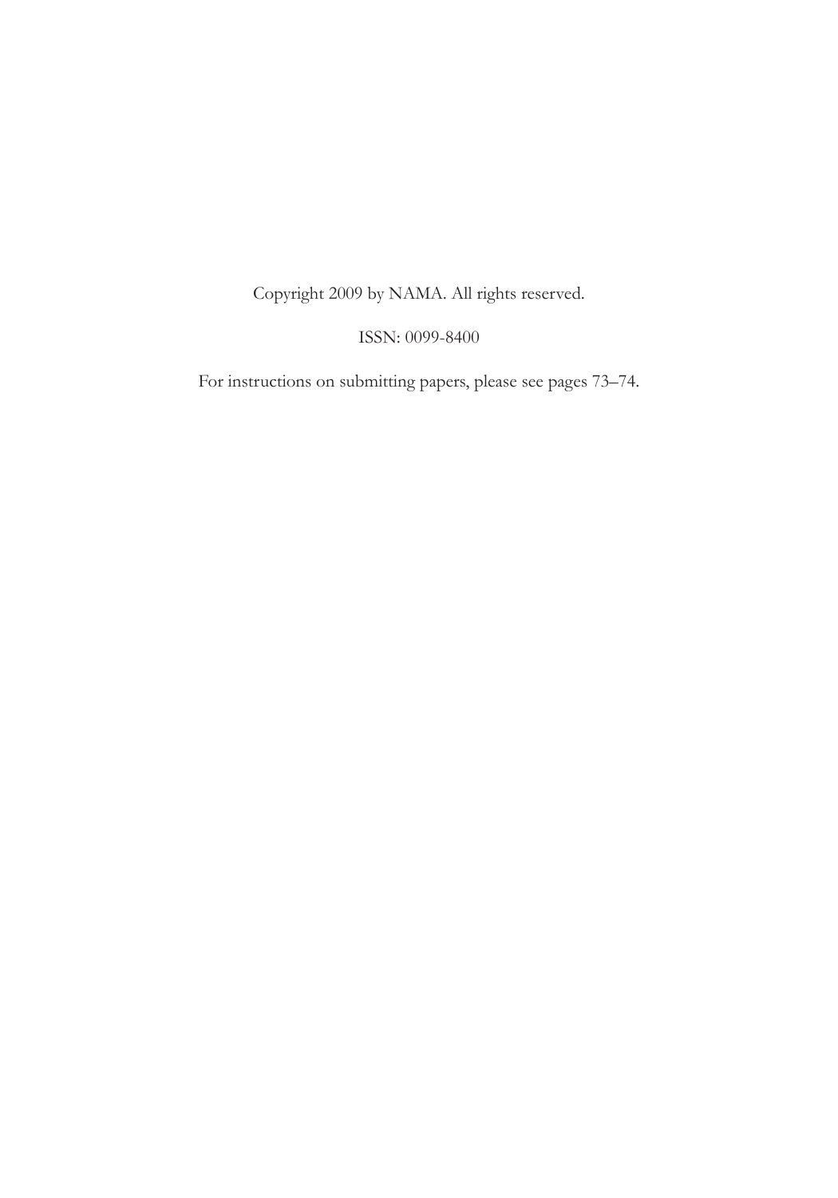Copyright 2009 by NAMA. All rights reserved.

ISSN: 0099-8400

For instructions on submitting papers, please see pages 73–74.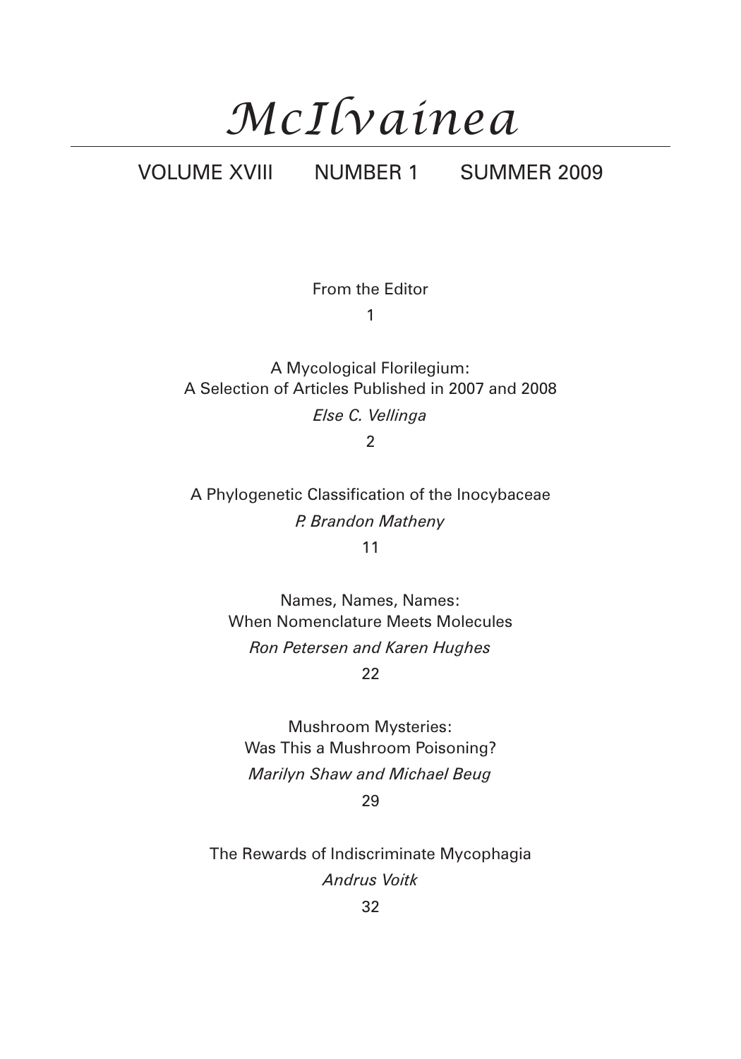# *McIlvainea*

VOLUME XVIII NUMBER 1 SUMMER 2009

From the Editor

1

A Mycological Florilegium:
A Selection of Articles Published in 2007 and 2008

*Else C. Vellinga*

2

A Phylogenetic Classification of the Inocybaceae

*P. Brandon Matheny*

11

Names, Names, Names:
When Nomenclature Meets Molecules

*Ron Petersen and Karen Hughes*

22

Mushroom Mysteries:
Was This a Mushroom Poisoning?

*Marilyn Shaw and Michael Beug*

29

The Rewards of Indiscriminate Mycophagia

*Andrus Voitk*

32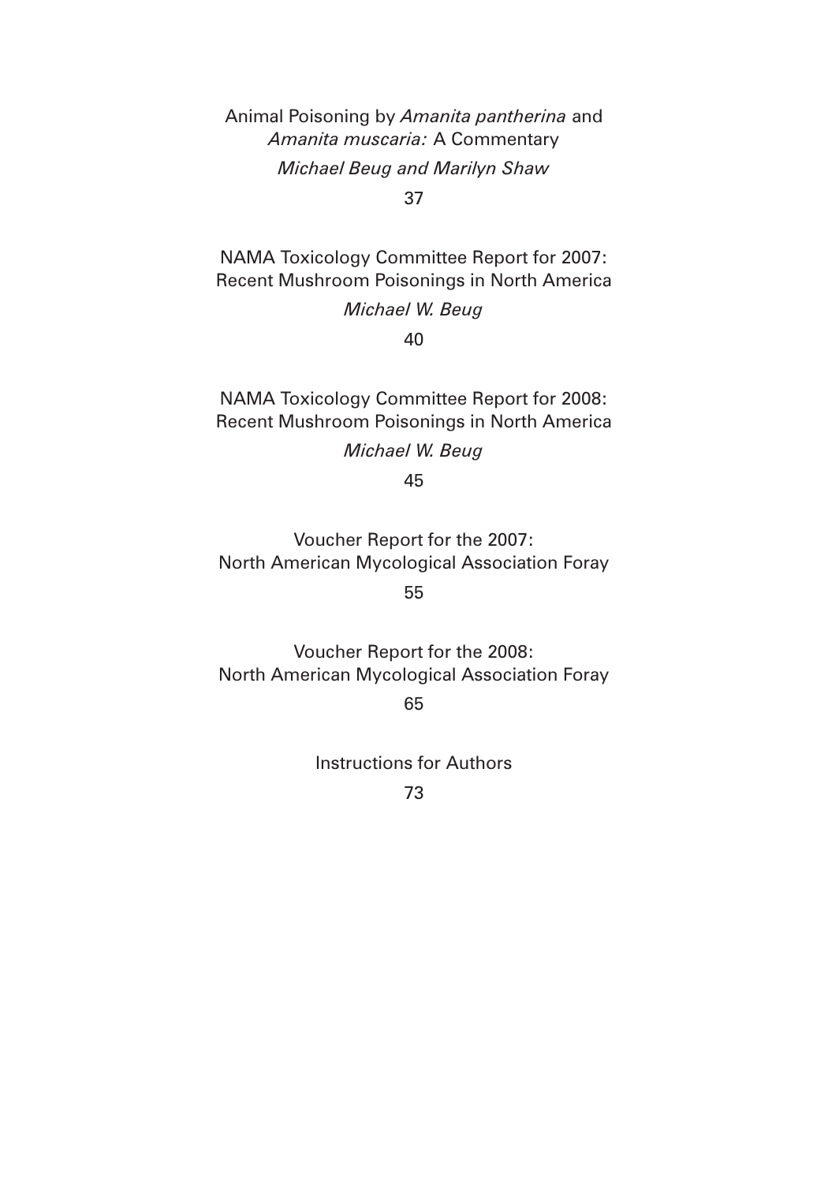Animal Poisoning by *Amanita pantherina* and *Amanita muscaria:* A Commentary

*Michael Beug and Marilyn Shaw*

37

NAMA Toxicology Committee Report for 2007: Recent Mushroom Poisonings in North America

*Michael W. Beug*

40

NAMA Toxicology Committee Report for 2008: Recent Mushroom Poisonings in North America

*Michael W. Beug*

45

Voucher Report for the 2007: North American Mycological Association Foray

55

Voucher Report for the 2008: North American Mycological Association Foray

65

Instructions for Authors

73